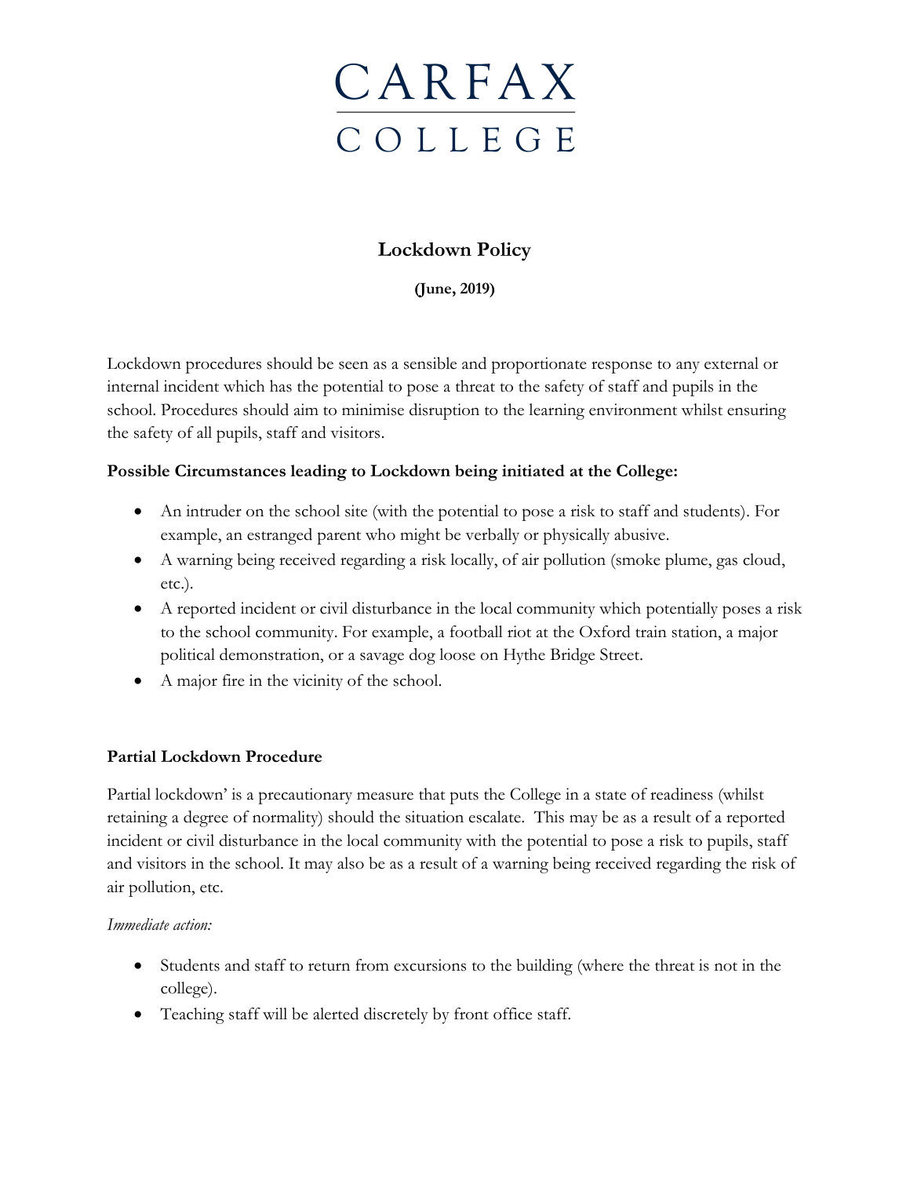# CARFAX COLLEGE

## Lockdown Policy

**(June, 2019)**

Lockdown procedures should be seen as a sensible and proportionate response to any external or internal incident which has the potential to pose a threat to the safety of staff and pupils in the school. Procedures should aim to minimise disruption to the learning environment whilst ensuring the safety of all pupils, staff and visitors.

**Possible Circumstances leading to Lockdown being initiated at the College:**

- An intruder on the school site (with the potential to pose a risk to staff and students). For example, an estranged parent who might be verbally or physically abusive.
- A warning being received regarding a risk locally, of air pollution (smoke plume, gas cloud, etc.).
- A reported incident or civil disturbance in the local community which potentially poses a risk to the school community. For example, a football riot at the Oxford train station, a major political demonstration, or a savage dog loose on Hythe Bridge Street.
- A major fire in the vicinity of the school.

**Partial Lockdown Procedure**

Partial lockdown' is a precautionary measure that puts the College in a state of readiness (whilst retaining a degree of normality) should the situation escalate. This may be as a result of a reported incident or civil disturbance in the local community with the potential to pose a risk to pupils, staff and visitors in the school. It may also be as a result of a warning being received regarding the risk of air pollution, etc.

*Immediate action:*

- Students and staff to return from excursions to the building (where the threat is not in the college).
- Teaching staff will be alerted discretely by front office staff.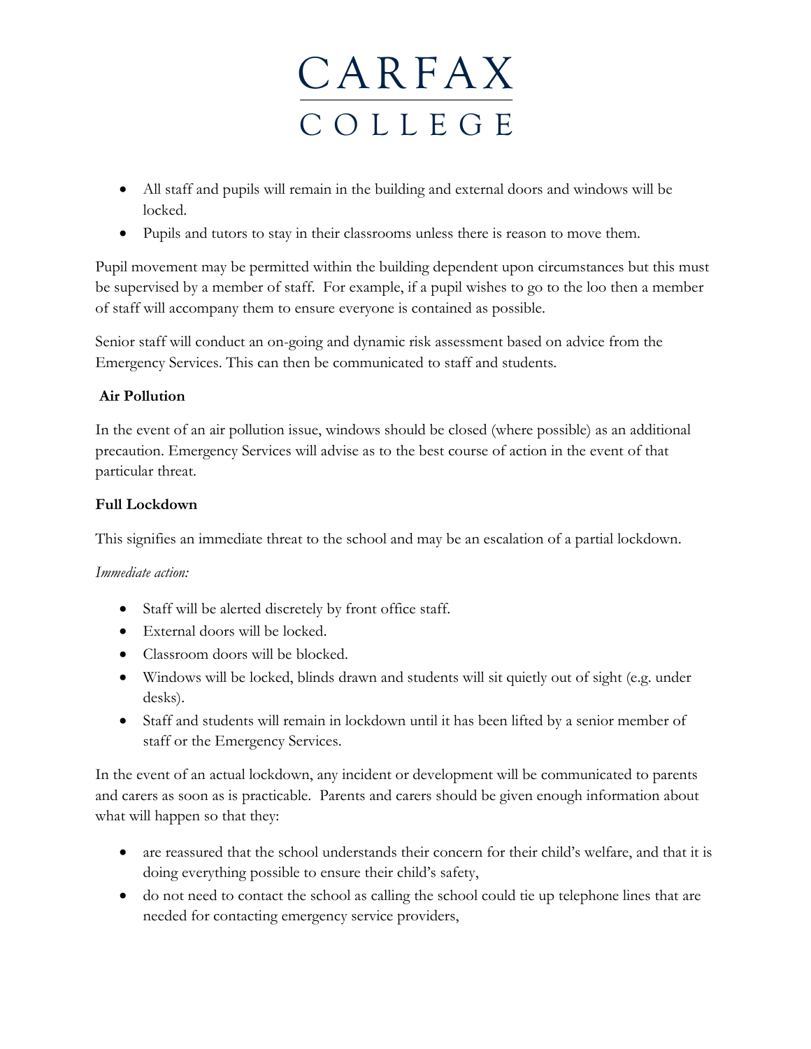- All staff and pupils will remain in the building and external doors and windows will be locked.
- Pupils and tutors to stay in their classrooms unless there is reason to move them.

Pupil movement may be permitted within the building dependent upon circumstances but this must be supervised by a member of staff. For example, if a pupil wishes to go to the loo then a member of staff will accompany them to ensure everyone is contained as possible.

Senior staff will conduct an on-going and dynamic risk assessment based on advice from the Emergency Services. This can then be communicated to staff and students.

**Air Pollution**

In the event of an air pollution issue, windows should be closed (where possible) as an additional precaution. Emergency Services will advise as to the best course of action in the event of that particular threat.

**Full Lockdown**

This signifies an immediate threat to the school and may be an escalation of a partial lockdown.

*Immediate action:*

- Staff will be alerted discretely by front office staff.
- External doors will be locked.
- Classroom doors will be blocked.
- Windows will be locked, blinds drawn and students will sit quietly out of sight (e.g. under desks).
- Staff and students will remain in lockdown until it has been lifted by a senior member of staff or the Emergency Services.

In the event of an actual lockdown, any incident or development will be communicated to parents and carers as soon as is practicable. Parents and carers should be given enough information about what will happen so that they:

- are reassured that the school understands their concern for their child's welfare, and that it is doing everything possible to ensure their child's safety,
- do not need to contact the school as calling the school could tie up telephone lines that are needed for contacting emergency service providers,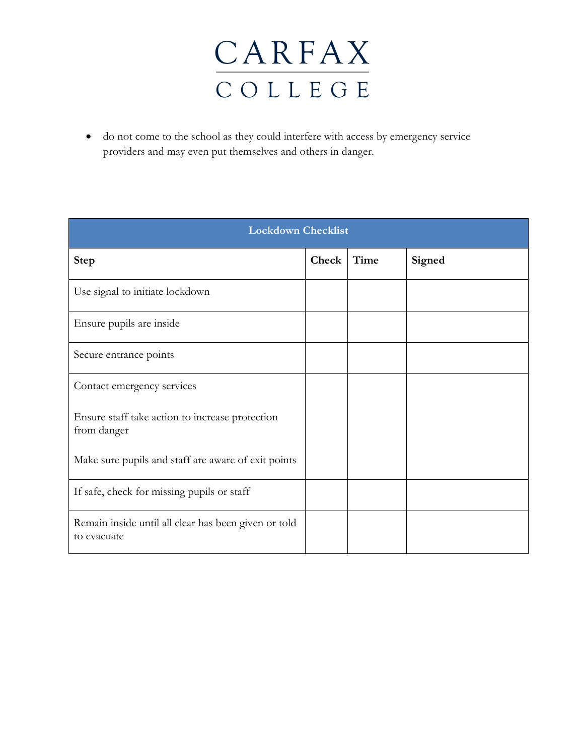- do not come to the school as they could interfere with access by emergency service providers and may even put themselves and others in danger.

| Lockdown Checklist | | | |
|---|---|---|---|
| **Step** | **Check** | **Time** | **Signed** |
| Use signal to initiate lockdown | | | |
| Ensure pupils are inside | | | |
| Secure entrance points | | | |
| Contact emergency services<br><br>Ensure staff take action to increase protection from danger<br><br>Make sure pupils and staff are aware of exit points | | | |
| If safe, check for missing pupils or staff | | | |
| Remain inside until all clear has been given or told to evacuate | | | |